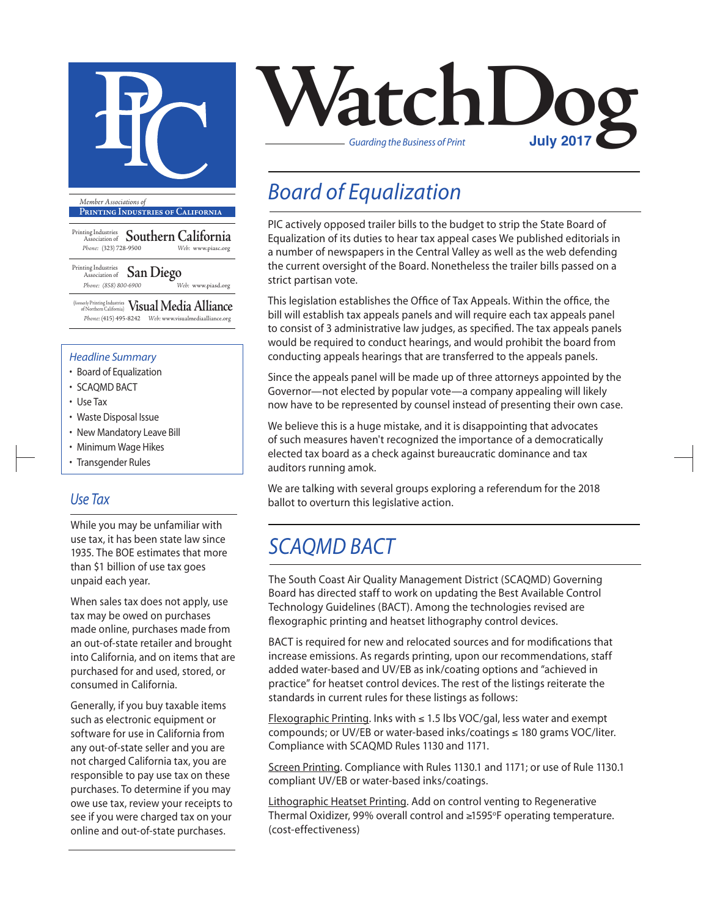# WatchDog

*Guarding the Business of Print*

**July 2017**

*Member Associations of*

**Printing Industries of California**

Printing Industries Association of **Southern California**
*Phone:* (323) 728-9500 *Web:* www.piasc.org

Printing Industries Association of **San Diego**
*Phone:* (858) 800-6900 *Web:* www.piasd.org

(formerly Printing Industries of Northern California) **Visual Media Alliance**
*Phone:* (415) 495-8242 *Web:* www.visualmediaalliance.org

### *Headline Summary*

- Board of Equalization
- SCAQMD BACT
- Use Tax
- Waste Disposal Issue
- New Mandatory Leave Bill
- Minimum Wage Hikes
- Transgender Rules

## *Board of Equalization*

PIC actively opposed trailer bills to the budget to strip the State Board of Equalization of its duties to hear tax appeal cases We published editorials in a number of newspapers in the Central Valley as well as the web defending the current oversight of the Board. Nonetheless the trailer bills passed on a strict partisan vote.

This legislation establishes the Office of Tax Appeals. Within the office, the bill will establish tax appeals panels and will require each tax appeals panel to consist of 3 administrative law judges, as specified. The tax appeals panels would be required to conduct hearings, and would prohibit the board from conducting appeals hearings that are transferred to the appeals panels.

Since the appeals panel will be made up of three attorneys appointed by the Governor—not elected by popular vote—a company appealing will likely now have to be represented by counsel instead of presenting their own case.

We believe this is a huge mistake, and it is disappointing that advocates of such measures haven't recognized the importance of a democratically elected tax board as a check against bureaucratic dominance and tax auditors running amok.

We are talking with several groups exploring a referendum for the 2018 ballot to overturn this legislative action.

## *SCAQMD BACT*

The South Coast Air Quality Management District (SCAQMD) Governing Board has directed staff to work on updating the Best Available Control Technology Guidelines (BACT). Among the technologies revised are flexographic printing and heatset lithography control devices.

BACT is required for new and relocated sources and for modifications that increase emissions. As regards printing, upon our recommendations, staff added water-based and UV/EB as ink/coating options and "achieved in practice" for heatset control devices. The rest of the listings reiterate the standards in current rules for these listings as follows:

Flexographic Printing. Inks with ≤ 1.5 lbs VOC/gal, less water and exempt compounds; or UV/EB or water-based inks/coatings ≤ 180 grams VOC/liter. Compliance with SCAQMD Rules 1130 and 1171.

Screen Printing. Compliance with Rules 1130.1 and 1171; or use of Rule 1130.1 compliant UV/EB or water-based inks/coatings.

Lithographic Heatset Printing. Add on control venting to Regenerative Thermal Oxidizer, 99% overall control and ≥1595°F operating temperature. (cost-effectiveness)

## *Use Tax*

While you may be unfamiliar with use tax, it has been state law since 1935. The BOE estimates that more than $1 billion of use tax goes unpaid each year.

When sales tax does not apply, use tax may be owed on purchases made online, purchases made from an out-of-state retailer and brought into California, and on items that are purchased for and used, stored, or consumed in California.

Generally, if you buy taxable items such as electronic equipment or software for use in California from any out-of-state seller and you are not charged California tax, you are responsible to pay use tax on these purchases. To determine if you may owe use tax, review your receipts to see if you were charged tax on your online and out-of-state purchases.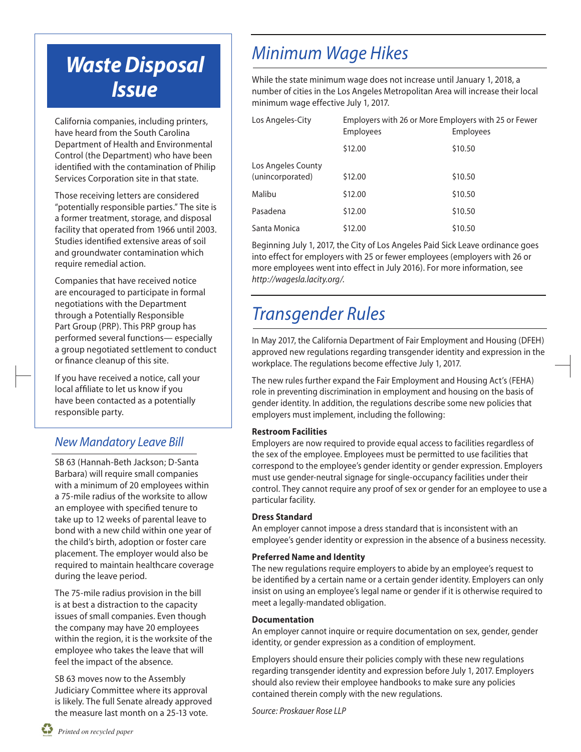# Waste Disposal Issue

California companies, including printers, have heard from the South Carolina Department of Health and Environmental Control (the Department) who have been identified with the contamination of Philip Services Corporation site in that state.

Those receiving letters are considered "potentially responsible parties." The site is a former treatment, storage, and disposal facility that operated from 1966 until 2003. Studies identified extensive areas of soil and groundwater contamination which require remedial action.

Companies that have received notice are encouraged to participate in formal negotiations with the Department through a Potentially Responsible Part Group (PRP). This PRP group has performed several functions— especially a group negotiated settlement to conduct or finance cleanup of this site.

If you have received a notice, call your local affiliate to let us know if you have been contacted as a potentially responsible party.

## *New Mandatory Leave Bill*

SB 63 (Hannah-Beth Jackson; D-Santa Barbara) will require small companies with a minimum of 20 employees within a 75-mile radius of the worksite to allow an employee with specified tenure to take up to 12 weeks of parental leave to bond with a new child within one year of the child's birth, adoption or foster care placement. The employer would also be required to maintain healthcare coverage during the leave period.

The 75-mile radius provision in the bill is at best a distraction to the capacity issues of small companies. Even though the company may have 20 employees within the region, it is the worksite of the employee who takes the leave that will feel the impact of the absence.

SB 63 moves now to the Assembly Judiciary Committee where its approval is likely. The full Senate already approved the measure last month on a 25-13 vote.

# *Minimum Wage Hikes*

While the state minimum wage does not increase until January 1, 2018, a number of cities in the Los Angeles Metropolitan Area will increase their local minimum wage effective July 1, 2017.

| | Employers with 26 or More Employees | Employers with 25 or Fewer Employees |
|---|---|---|
| Los Angeles-City | $12.00 | $10.50 |
| Los Angeles County (unincorporated) | $12.00 | $10.50 |
| Malibu | $12.00 | $10.50 |
| Pasadena | $12.00 | $10.50 |
| Santa Monica | $12.00 | $10.50 |

Beginning July 1, 2017, the City of Los Angeles Paid Sick Leave ordinance goes into effect for employers with 25 or fewer employees (employers with 26 or more employees went into effect in July 2016). For more information, see *http://wagesla.lacity.org/.*

# *Transgender Rules*

In May 2017, the California Department of Fair Employment and Housing (DFEH) approved new regulations regarding transgender identity and expression in the workplace. The regulations become effective July 1, 2017.

The new rules further expand the Fair Employment and Housing Act's (FEHA) role in preventing discrimination in employment and housing on the basis of gender identity. In addition, the regulations describe some new policies that employers must implement, including the following:

**Restroom Facilities**
Employers are now required to provide equal access to facilities regardless of the sex of the employee. Employees must be permitted to use facilities that correspond to the employee's gender identity or gender expression. Employers must use gender-neutral signage for single-occupancy facilities under their control. They cannot require any proof of sex or gender for an employee to use a particular facility.

**Dress Standard**
An employer cannot impose a dress standard that is inconsistent with an employee's gender identity or expression in the absence of a business necessity.

**Preferred Name and Identity**
The new regulations require employers to abide by an employee's request to be identified by a certain name or a certain gender identity. Employers can only insist on using an employee's legal name or gender if it is otherwise required to meet a legally-mandated obligation.

**Documentation**
An employer cannot inquire or require documentation on sex, gender, gender identity, or gender expression as a condition of employment.

Employers should ensure their policies comply with these new regulations regarding transgender identity and expression before July 1, 2017. Employers should also review their employee handbooks to make sure any policies contained therein comply with the new regulations.

*Source: Proskauer Rose LLP*

*Printed on recycled paper*